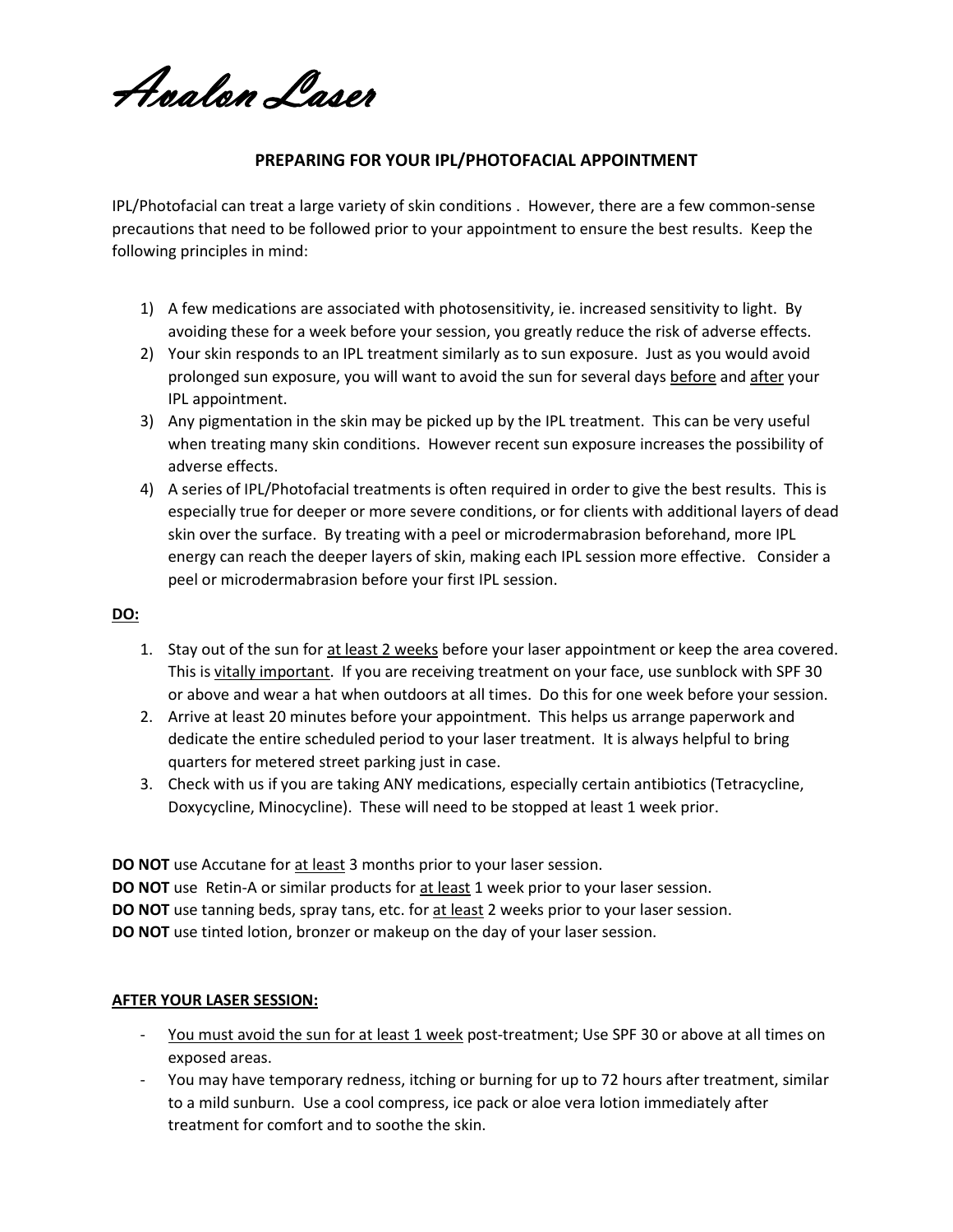*Avalon Laser*

## PREPARING FOR YOUR IPL/PHOTOFACIAL APPOINTMENT

IPL/Photofacial can treat a large variety of skin conditions . However, there are a few common-sense precautions that need to be followed prior to your appointment to ensure the best results. Keep the following principles in mind:

1) A few medications are associated with photosensitivity, ie. increased sensitivity to light. By avoiding these for a week before your session, you greatly reduce the risk of adverse effects.
2) Your skin responds to an IPL treatment similarly as to sun exposure. Just as you would avoid prolonged sun exposure, you will want to avoid the sun for several days <u>before</u> and <u>after</u> your IPL appointment.
3) Any pigmentation in the skin may be picked up by the IPL treatment. This can be very useful when treating many skin conditions. However recent sun exposure increases the possibility of adverse effects.
4) A series of IPL/Photofacial treatments is often required in order to give the best results. This is especially true for deeper or more severe conditions, or for clients with additional layers of dead skin over the surface. By treating with a peel or microdermabrasion beforehand, more IPL energy can reach the deeper layers of skin, making each IPL session more effective. Consider a peel or microdermabrasion before your first IPL session.

**<u>DO:</u>**

1. Stay out of the sun for <u>at least 2 weeks</u> before your laser appointment or keep the area covered. This is <u>vitally important</u>. If you are receiving treatment on your face, use sunblock with SPF 30 or above and wear a hat when outdoors at all times. Do this for one week before your session.
2. Arrive at least 20 minutes before your appointment. This helps us arrange paperwork and dedicate the entire scheduled period to your laser treatment. It is always helpful to bring quarters for metered street parking just in case.
3. Check with us if you are taking ANY medications, especially certain antibiotics (Tetracycline, Doxycycline, Minocycline). These will need to be stopped at least 1 week prior.

**DO NOT** use Accutane for <u>at least</u> 3 months prior to your laser session.
**DO NOT** use Retin-A or similar products for <u>at least</u> 1 week prior to your laser session.
**DO NOT** use tanning beds, spray tans, etc. for <u>at least</u> 2 weeks prior to your laser session.
**DO NOT** use tinted lotion, bronzer or makeup on the day of your laser session.

**<u>AFTER YOUR LASER SESSION:</u>**

- <u>You must avoid the sun for at least 1 week</u> post-treatment; Use SPF 30 or above at all times on exposed areas.
- You may have temporary redness, itching or burning for up to 72 hours after treatment, similar to a mild sunburn. Use a cool compress, ice pack or aloe vera lotion immediately after treatment for comfort and to soothe the skin.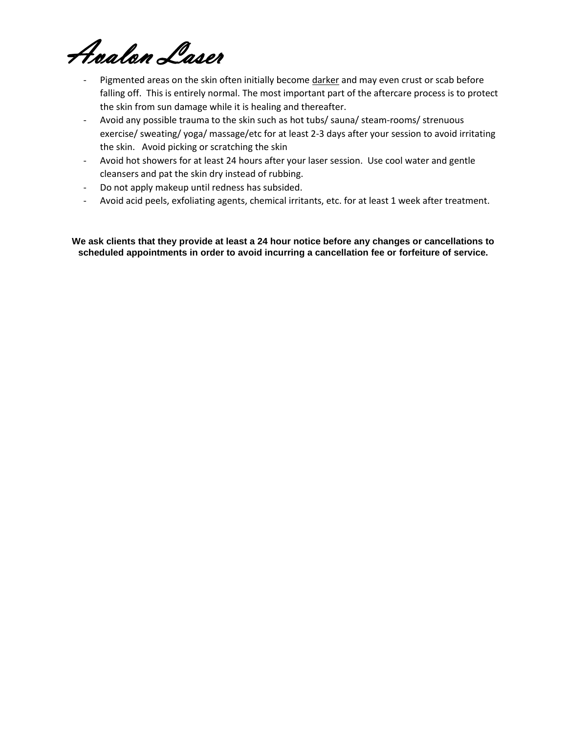# Avalon Laser

- Pigmented areas on the skin often initially become darker and may even crust or scab before falling off. This is entirely normal. The most important part of the aftercare process is to protect the skin from sun damage while it is healing and thereafter.
- Avoid any possible trauma to the skin such as hot tubs/ sauna/ steam-rooms/ strenuous exercise/ sweating/ yoga/ massage/etc for at least 2-3 days after your session to avoid irritating the skin. Avoid picking or scratching the skin
- Avoid hot showers for at least 24 hours after your laser session. Use cool water and gentle cleansers and pat the skin dry instead of rubbing.
- Do not apply makeup until redness has subsided.
- Avoid acid peels, exfoliating agents, chemical irritants, etc. for at least 1 week after treatment.

**We ask clients that they provide at least a 24 hour notice before any changes or cancellations to scheduled appointments in order to avoid incurring a cancellation fee or forfeiture of service.**